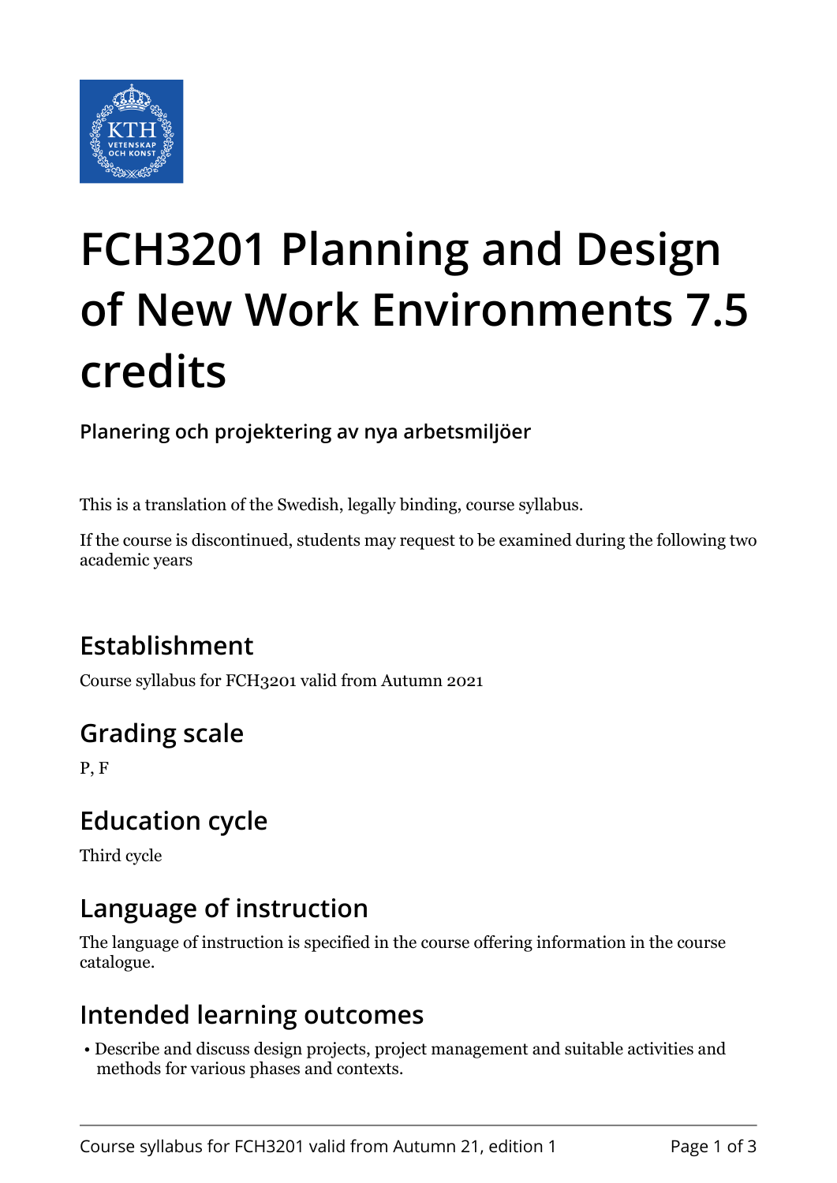# FCH3201 Planning and Design of New Work Environments 7.5 credits

**Planering och projektering av nya arbetsmiljöer**

This is a translation of the Swedish, legally binding, course syllabus.

If the course is discontinued, students may request to be examined during the following two academic years

## Establishment

Course syllabus for FCH3201 valid from Autumn 2021

## Grading scale

P, F

## Education cycle

Third cycle

## Language of instruction

The language of instruction is specified in the course offering information in the course catalogue.

## Intended learning outcomes

- Describe and discuss design projects, project management and suitable activities and methods for various phases and contexts.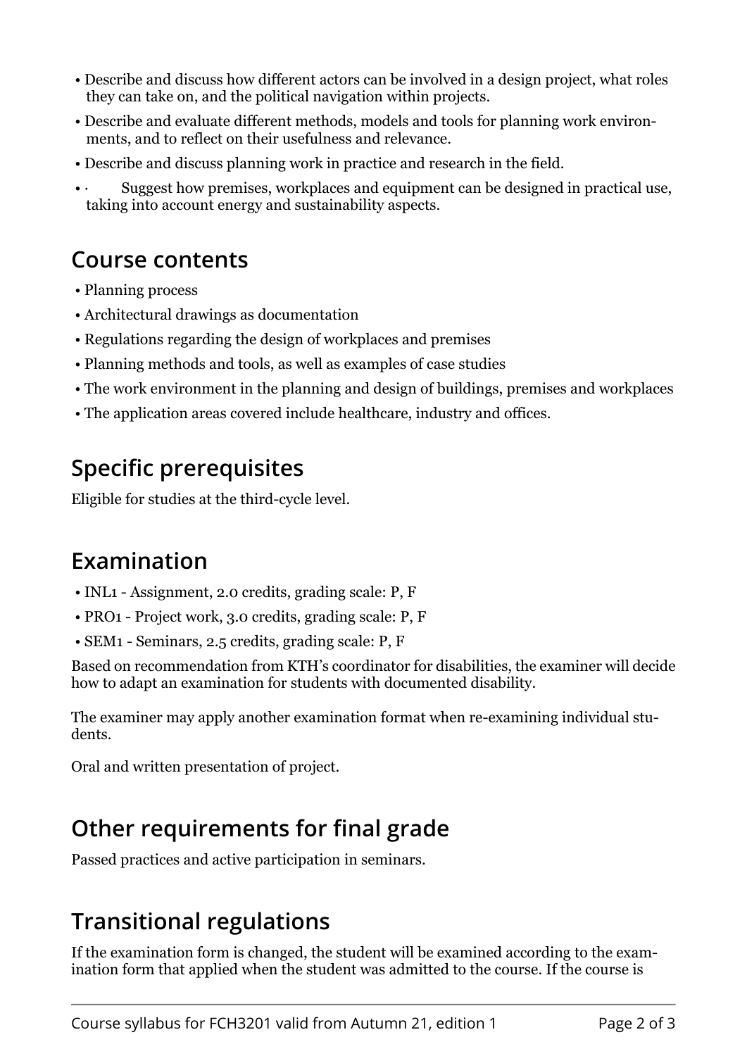- Describe and discuss how different actors can be involved in a design project, what roles they can take on, and the political navigation within projects.
- Describe and evaluate different methods, models and tools for planning work environments, and to reflect on their usefulness and relevance.
- Describe and discuss planning work in practice and research in the field.
- · Suggest how premises, workplaces and equipment can be designed in practical use, taking into account energy and sustainability aspects.

## Course contents

- Planning process
- Architectural drawings as documentation
- Regulations regarding the design of workplaces and premises
- Planning methods and tools, as well as examples of case studies
- The work environment in the planning and design of buildings, premises and workplaces
- The application areas covered include healthcare, industry and offices.

## Specific prerequisites

Eligible for studies at the third-cycle level.

## Examination

- INL1 - Assignment, 2.0 credits, grading scale: P, F
- PRO1 - Project work, 3.0 credits, grading scale: P, F
- SEM1 - Seminars, 2.5 credits, grading scale: P, F

Based on recommendation from KTH's coordinator for disabilities, the examiner will decide how to adapt an examination for students with documented disability.

The examiner may apply another examination format when re-examining individual students.

Oral and written presentation of project.

## Other requirements for final grade

Passed practices and active participation in seminars.

## Transitional regulations

If the examination form is changed, the student will be examined according to the examination form that applied when the student was admitted to the course. If the course is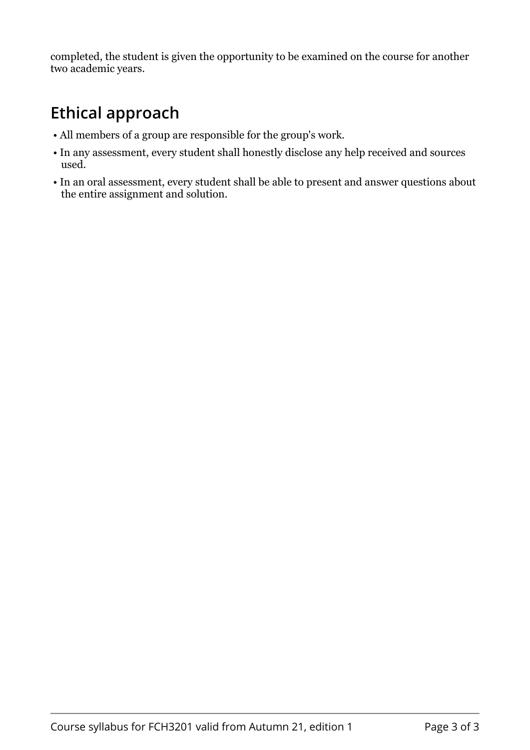completed, the student is given the opportunity to be examined on the course for another two academic years.

## Ethical approach

- All members of a group are responsible for the group's work.
- In any assessment, every student shall honestly disclose any help received and sources used.
- In an oral assessment, every student shall be able to present and answer questions about the entire assignment and solution.